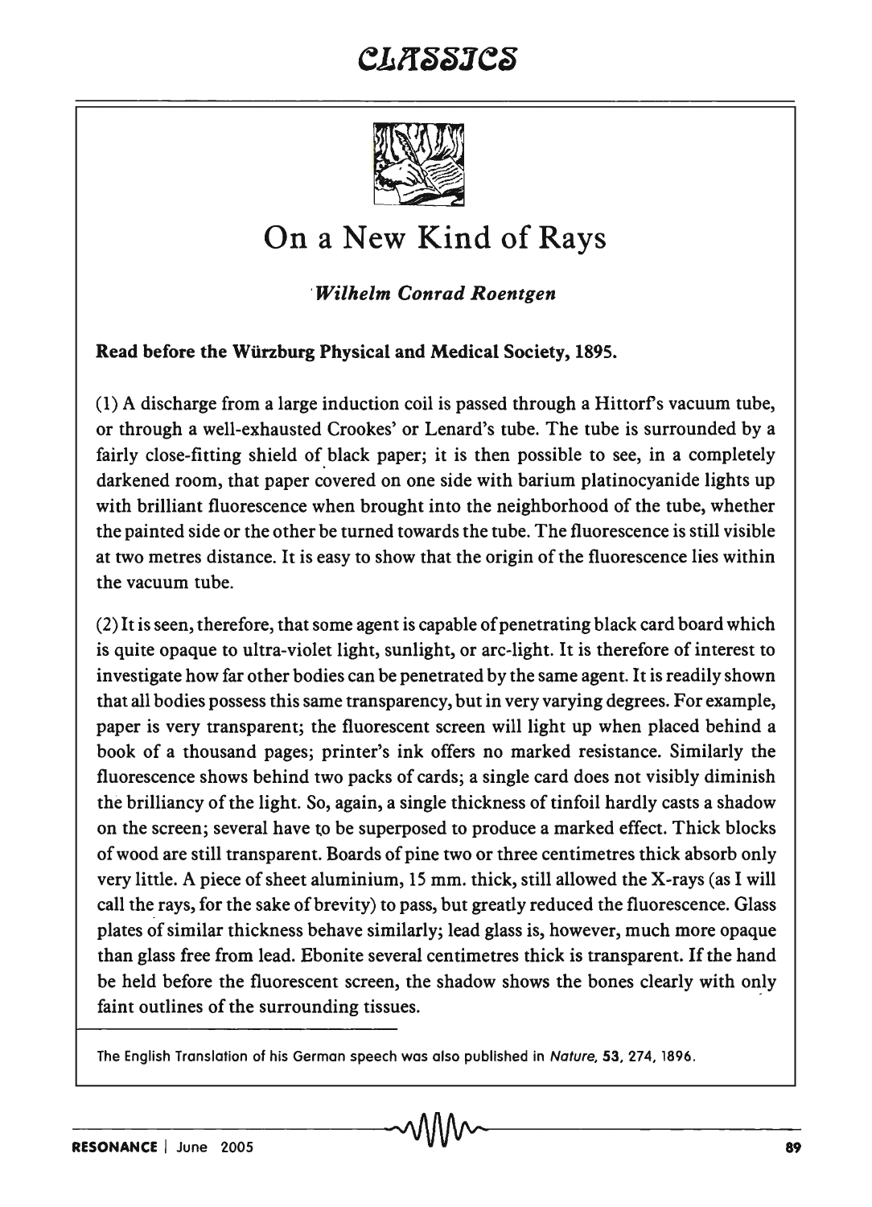# On a New Kind of Rays

*Wilhelm Conrad Roentgen*

**Read before the Würzburg Physical and Medical Society, 1895.**

(1) A discharge from a large induction coil is passed through a Hittorf's vacuum tube, or through a well-exhausted Crookes' or Lenard's tube. The tube is surrounded by a fairly close-fitting shield of black paper; it is then possible to see, in a completely darkened room, that paper covered on one side with barium platinocyanide lights up with brilliant fluorescence when brought into the neighborhood of the tube, whether the painted side or the other be turned towards the tube. The fluorescence is still visible at two metres distance. It is easy to show that the origin of the fluorescence lies within the vacuum tube.

(2) It is seen, therefore, that some agent is capable of penetrating black card board which is quite opaque to ultra-violet light, sunlight, or arc-light. It is therefore of interest to investigate how far other bodies can be penetrated by the same agent. It is readily shown that all bodies possess this same transparency, but in very varying degrees. For example, paper is very transparent; the fluorescent screen will light up when placed behind a book of a thousand pages; printer's ink offers no marked resistance. Similarly the fluorescence shows behind two packs of cards; a single card does not visibly diminish the brilliancy of the light. So, again, a single thickness of tinfoil hardly casts a shadow on the screen; several have to be superposed to produce a marked effect. Thick blocks of wood are still transparent. Boards of pine two or three centimetres thick absorb only very little. A piece of sheet aluminium, 15 mm. thick, still allowed the X-rays (as I will call the rays, for the sake of brevity) to pass, but greatly reduced the fluorescence. Glass plates of similar thickness behave similarly; lead glass is, however, much more opaque than glass free from lead. Ebonite several centimetres thick is transparent. If the hand be held before the fluorescent screen, the shadow shows the bones clearly with only faint outlines of the surrounding tissues.

The English Translation of his German speech was also published in *Nature*, **53**, 274, 1896.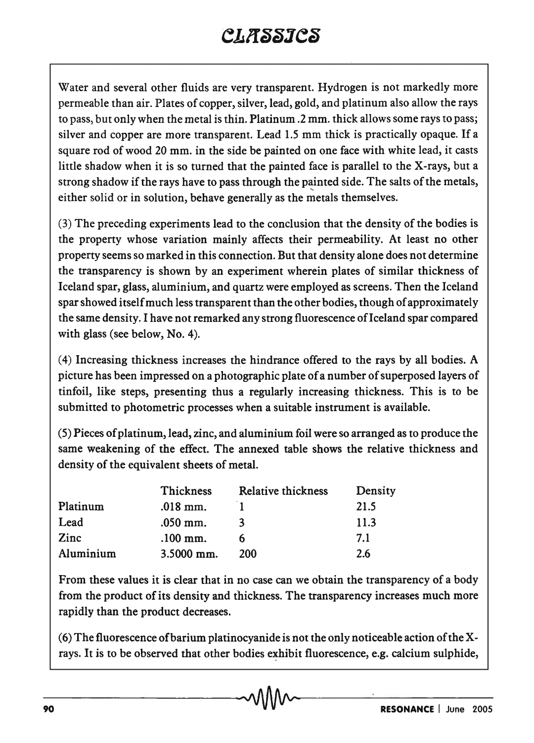Water and several other fluids are very transparent. Hydrogen is not markedly more permeable than air. Plates of copper, silver, lead, gold, and platinum also allow the rays to pass, but only when the metal is thin. Platinum .2 mm. thick allows some rays to pass; silver and copper are more transparent. Lead 1.5 mm thick is practically opaque. If a square rod of wood 20 mm. in the side be painted on one face with white lead, it casts little shadow when it is so turned that the painted face is parallel to the X-rays, but a strong shadow if the rays have to pass through the painted side. The salts of the metals, either solid or in solution, behave generally as the metals themselves.

(3) The preceding experiments lead to the conclusion that the density of the bodies is the property whose variation mainly affects their permeability. At least no other property seems so marked in this connection. But that density alone does not determine the transparency is shown by an experiment wherein plates of similar thickness of Iceland spar, glass, aluminium, and quartz were employed as screens. Then the Iceland spar showed itself much less transparent than the other bodies, though of approximately the same density. I have not remarked any strong fluorescence of Iceland spar compared with glass (see below, No. 4).

(4) Increasing thickness increases the hindrance offered to the rays by all bodies. A picture has been impressed on a photographic plate of a number of superposed layers of tinfoil, like steps, presenting thus a regularly increasing thickness. This is to be submitted to photometric processes when a suitable instrument is available.

(5) Pieces of platinum, lead, zinc, and aluminium foil were so arranged as to produce the same weakening of the effect. The annexed table shows the relative thickness and density of the equivalent sheets of metal.

| | Thickness | Relative thickness | Density |
|---|---|---|---|
| Platinum | .018 mm. | 1 | 21.5 |
| Lead | .050 mm. | 3 | 11.3 |
| Zinc | .100 mm. | 6 | 7.1 |
| Aluminium | 3.5000 mm. | 200 | 2.6 |

From these values it is clear that in no case can we obtain the transparency of a body from the product of its density and thickness. The transparency increases much more rapidly than the product decreases.

(6) The fluorescence of barium platinocyanide is not the only noticeable action of the X-rays. It is to be observed that other bodies exhibit fluorescence, e.g. calcium sulphide,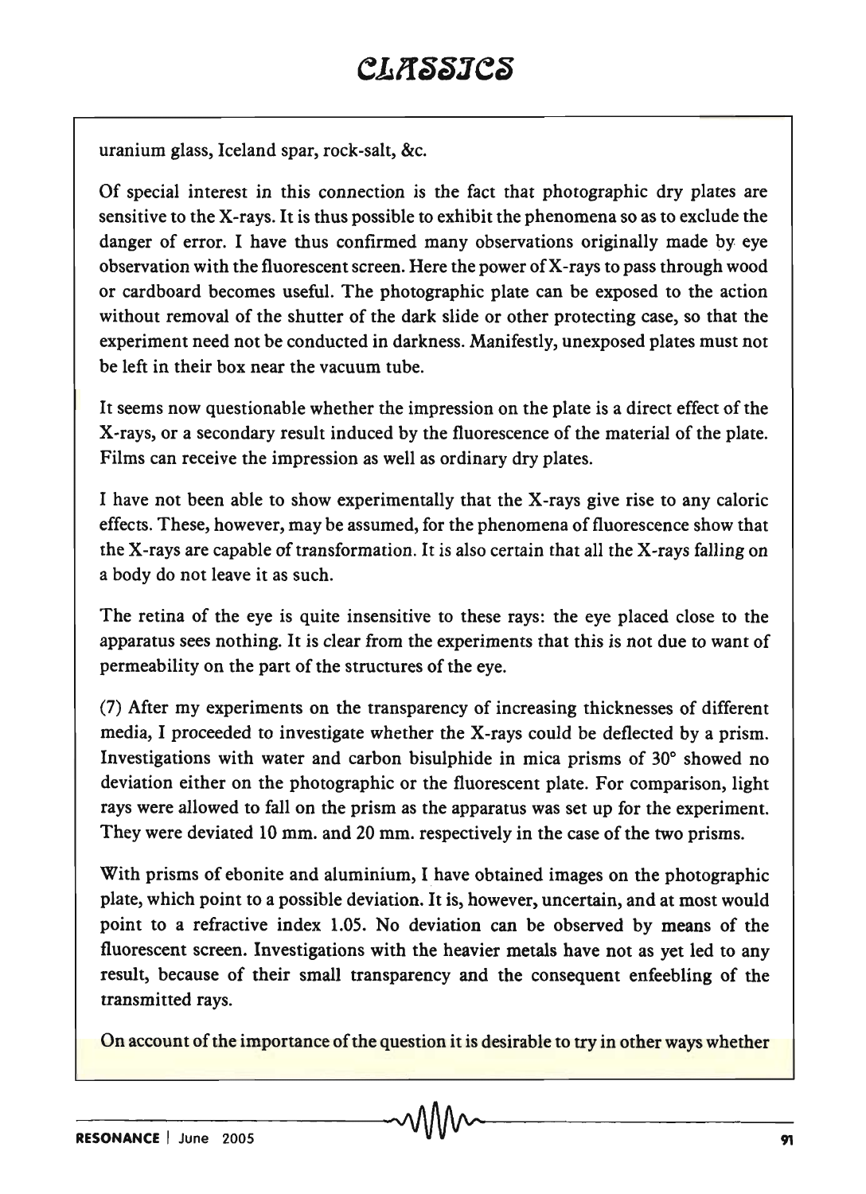uranium glass, Iceland spar, rock-salt, &c.

Of special interest in this connection is the fact that photographic dry plates are sensitive to the X-rays. It is thus possible to exhibit the phenomena so as to exclude the danger of error. I have thus confirmed many observations originally made by eye observation with the fluorescent screen. Here the power of X-rays to pass through wood or cardboard becomes useful. The photographic plate can be exposed to the action without removal of the shutter of the dark slide or other protecting case, so that the experiment need not be conducted in darkness. Manifestly, unexposed plates must not be left in their box near the vacuum tube.

It seems now questionable whether the impression on the plate is a direct effect of the X-rays, or a secondary result induced by the fluorescence of the material of the plate. Films can receive the impression as well as ordinary dry plates.

I have not been able to show experimentally that the X-rays give rise to any caloric effects. These, however, may be assumed, for the phenomena of fluorescence show that the X-rays are capable of transformation. It is also certain that all the X-rays falling on a body do not leave it as such.

The retina of the eye is quite insensitive to these rays: the eye placed close to the apparatus sees nothing. It is clear from the experiments that this is not due to want of permeability on the part of the structures of the eye.

(7) After my experiments on the transparency of increasing thicknesses of different media, I proceeded to investigate whether the X-rays could be deflected by a prism. Investigations with water and carbon bisulphide in mica prisms of 30° showed no deviation either on the photographic or the fluorescent plate. For comparison, light rays were allowed to fall on the prism as the apparatus was set up for the experiment. They were deviated 10 mm. and 20 mm. respectively in the case of the two prisms.

With prisms of ebonite and aluminium, I have obtained images on the photographic plate, which point to a possible deviation. It is, however, uncertain, and at most would point to a refractive index 1.05. No deviation can be observed by means of the fluorescent screen. Investigations with the heavier metals have not as yet led to any result, because of their small transparency and the consequent enfeebling of the transmitted rays.

On account of the importance of the question it is desirable to try in other ways whether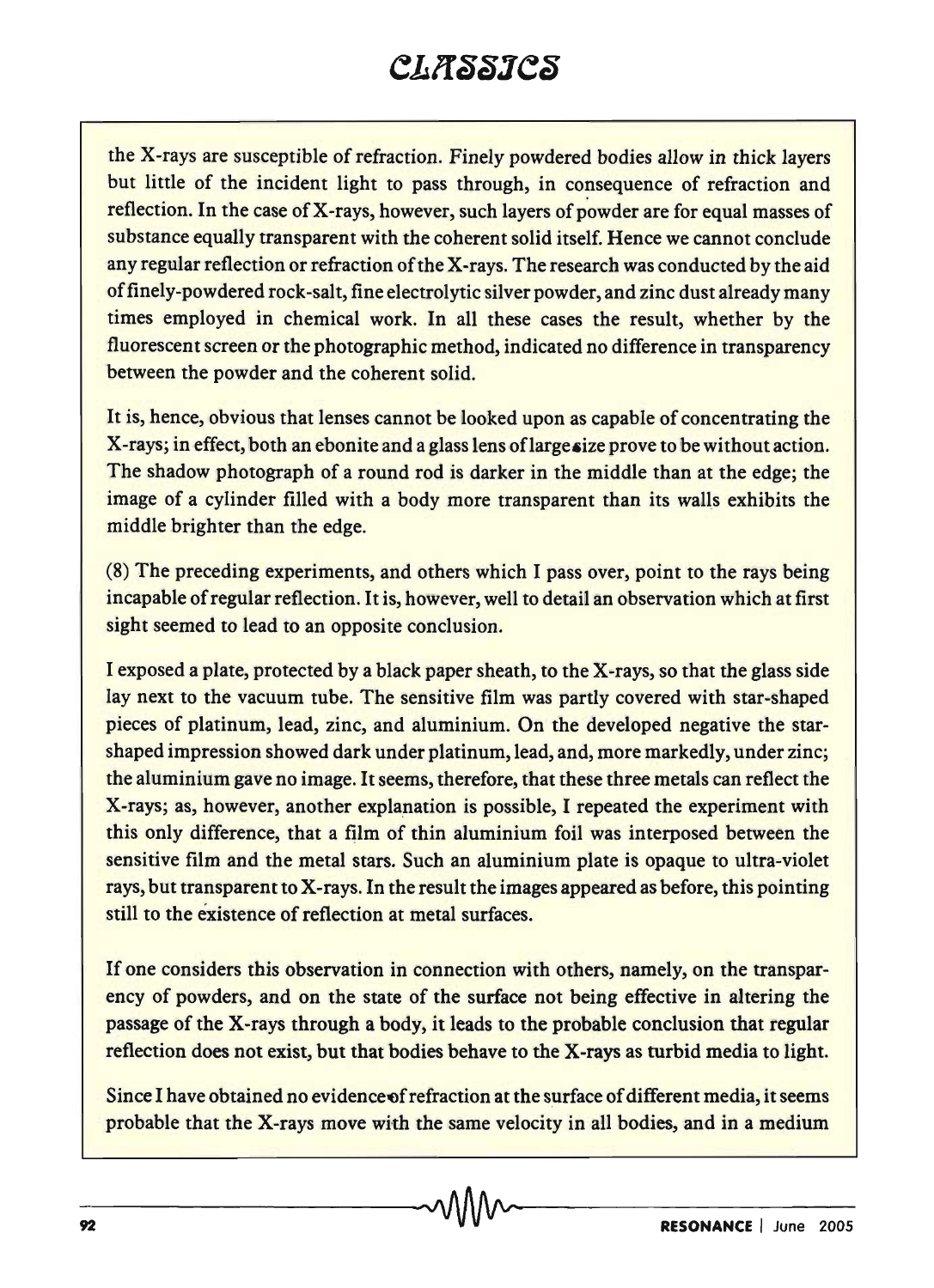the X-rays are susceptible of refraction. Finely powdered bodies allow in thick layers but little of the incident light to pass through, in consequence of refraction and reflection. In the case of X-rays, however, such layers of powder are for equal masses of substance equally transparent with the coherent solid itself. Hence we cannot conclude any regular reflection or refraction of the X-rays. The research was conducted by the aid of finely-powdered rock-salt, fine electrolytic silver powder, and zinc dust already many times employed in chemical work. In all these cases the result, whether by the fluorescent screen or the photographic method, indicated no difference in transparency between the powder and the coherent solid.

It is, hence, obvious that lenses cannot be looked upon as capable of concentrating the X-rays; in effect, both an ebonite and a glass lens of large size prove to be without action. The shadow photograph of a round rod is darker in the middle than at the edge; the image of a cylinder filled with a body more transparent than its walls exhibits the middle brighter than the edge.

(8) The preceding experiments, and others which I pass over, point to the rays being incapable of regular reflection. It is, however, well to detail an observation which at first sight seemed to lead to an opposite conclusion.

I exposed a plate, protected by a black paper sheath, to the X-rays, so that the glass side lay next to the vacuum tube. The sensitive film was partly covered with star-shaped pieces of platinum, lead, zinc, and aluminium. On the developed negative the star-shaped impression showed dark under platinum, lead, and, more markedly, under zinc; the aluminium gave no image. It seems, therefore, that these three metals can reflect the X-rays; as, however, another explanation is possible, I repeated the experiment with this only difference, that a film of thin aluminium foil was interposed between the sensitive film and the metal stars. Such an aluminium plate is opaque to ultra-violet rays, but transparent to X-rays. In the result the images appeared as before, this pointing still to the existence of reflection at metal surfaces.

If one considers this observation in connection with others, namely, on the transparency of powders, and on the state of the surface not being effective in altering the passage of the X-rays through a body, it leads to the probable conclusion that regular reflection does not exist, but that bodies behave to the X-rays as turbid media to light.

Since I have obtained no evidence of refraction at the surface of different media, it seems probable that the X-rays move with the same velocity in all bodies, and in a medium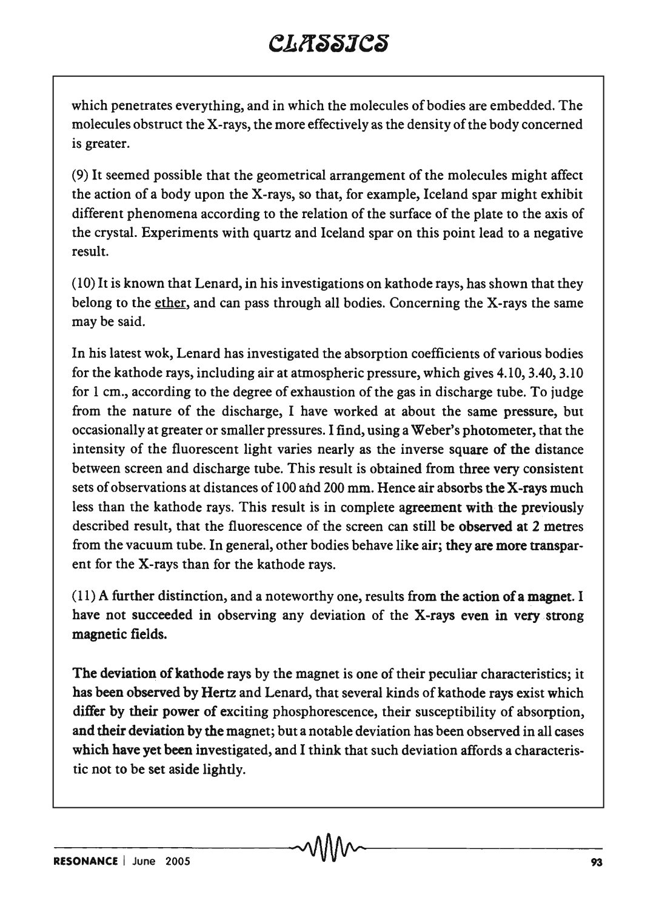which penetrates everything, and in which the molecules of bodies are embedded. The molecules obstruct the X-rays, the more effectively as the density of the body concerned is greater.

(9) It seemed possible that the geometrical arrangement of the molecules might affect the action of a body upon the X-rays, so that, for example, Iceland spar might exhibit different phenomena according to the relation of the surface of the plate to the axis of the crystal. Experiments with quartz and Iceland spar on this point lead to a negative result.

(10) It is known that Lenard, in his investigations on kathode rays, has shown that they belong to the ether, and can pass through all bodies. Concerning the X-rays the same may be said.

In his latest wok, Lenard has investigated the absorption coefficients of various bodies for the kathode rays, including air at atmospheric pressure, which gives 4.10, 3.40, 3.10 for 1 cm., according to the degree of exhaustion of the gas in discharge tube. To judge from the nature of the discharge, I have worked at about the same pressure, but occasionally at greater or smaller pressures. I find, using a Weber's photometer, that the intensity of the fluorescent light varies nearly as the inverse square of the distance between screen and discharge tube. This result is obtained from three very consistent sets of observations at distances of 100 and 200 mm. Hence air absorbs the X-rays much less than the kathode rays. This result is in complete agreement with the previously described result, that the fluorescence of the screen can still be observed at 2 metres from the vacuum tube. In general, other bodies behave like air; they are more transparent for the X-rays than for the kathode rays.

(11) A further distinction, and a noteworthy one, results from the action of a magnet. I have not succeeded in observing any deviation of the X-rays even in very strong magnetic fields.

The deviation of kathode rays by the magnet is one of their peculiar characteristics; it has been observed by Hertz and Lenard, that several kinds of kathode rays exist which differ by their power of exciting phosphorescence, their susceptibility of absorption, and their deviation by the magnet; but a notable deviation has been observed in all cases which have yet been investigated, and I think that such deviation affords a characteristic not to be set aside lightly.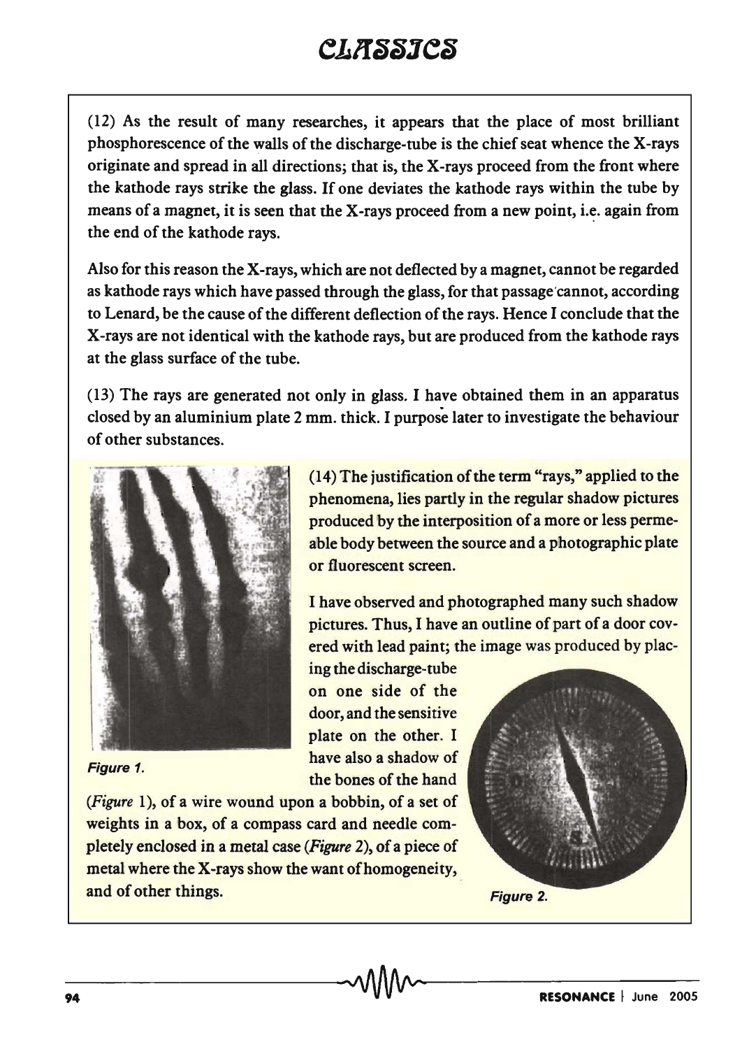(12) As the result of many researches, it appears that the place of most brilliant phosphorescence of the walls of the discharge-tube is the chief seat whence the X-rays originate and spread in all directions; that is, the X-rays proceed from the front where the kathode rays strike the glass. If one deviates the kathode rays within the tube by means of a magnet, it is seen that the X-rays proceed from a new point, i.e. again from the end of the kathode rays.

Also for this reason the X-rays, which are not deflected by a magnet, cannot be regarded as kathode rays which have passed through the glass, for that passage cannot, according to Lenard, be the cause of the different deflection of the rays. Hence I conclude that the X-rays are not identical with the kathode rays, but are produced from the kathode rays at the glass surface of the tube.

(13) The rays are generated not only in glass. I have obtained them in an apparatus closed by an aluminium plate 2 mm. thick. I purpose later to investigate the behaviour of other substances.

(14) The justification of the term "rays," applied to the phenomena, lies partly in the regular shadow pictures produced by the interposition of a more or less permeable body between the source and a photographic plate or fluorescent screen.

I have observed and photographed many such shadow pictures. Thus, I have an outline of part of a door covered with lead paint; the image was produced by placing the discharge-tube on one side of the door, and the sensitive plate on the other. I have also a shadow of the bones of the hand (*Figure* 1), of a wire wound upon a bobbin, of a set of weights in a box, of a compass card and needle completely enclosed in a metal case (*Figure* 2), of a piece of metal where the X-rays show the want of homogeneity, and of other things.

*Figure 1.*

*Figure 2.*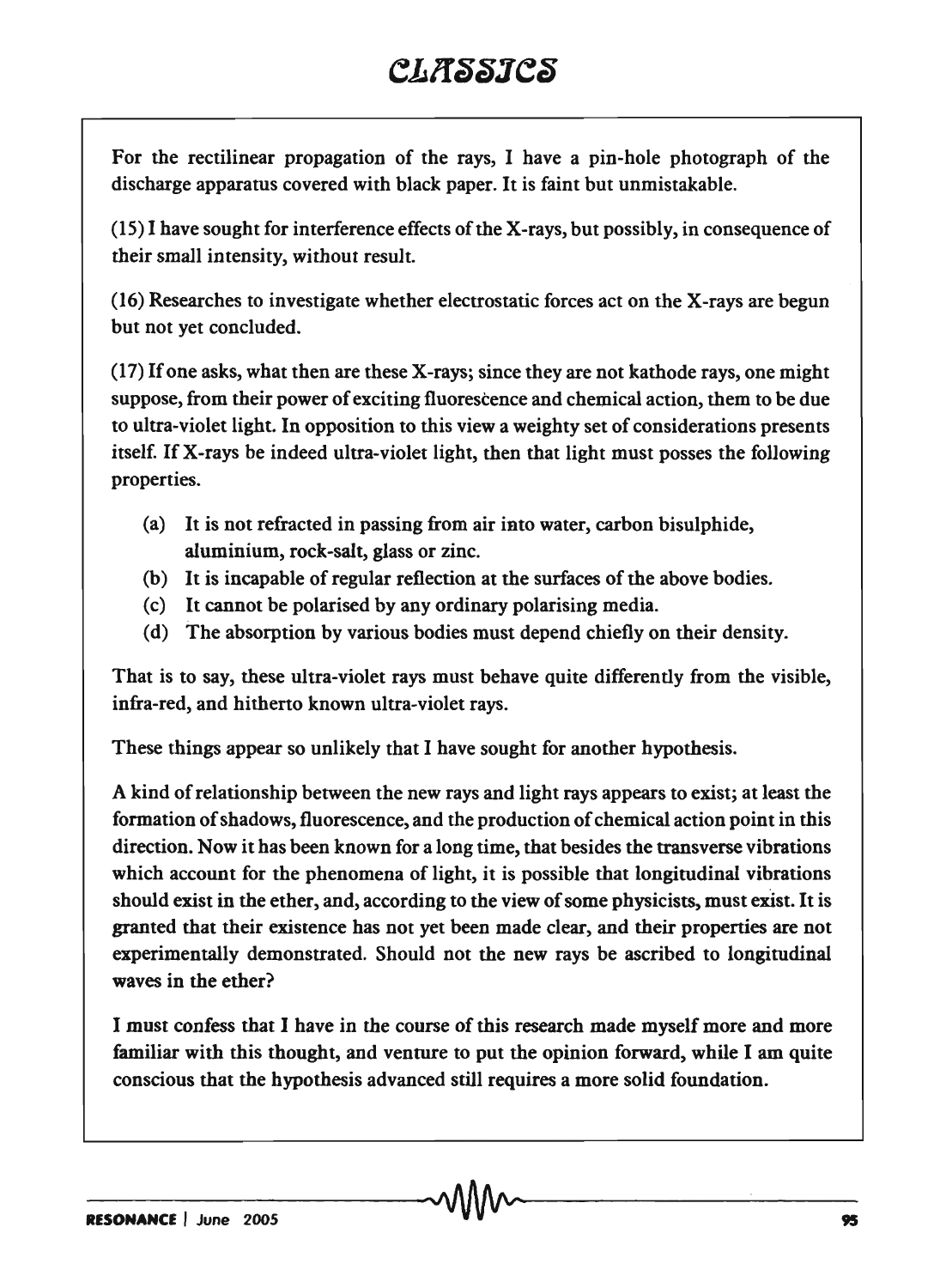For the rectilinear propagation of the rays, I have a pin-hole photograph of the discharge apparatus covered with black paper. It is faint but unmistakable.

(15) I have sought for interference effects of the X-rays, but possibly, in consequence of their small intensity, without result.

(16) Researches to investigate whether electrostatic forces act on the X-rays are begun but not yet concluded.

(17) If one asks, what then are these X-rays; since they are not kathode rays, one might suppose, from their power of exciting fluorescence and chemical action, them to be due to ultra-violet light. In opposition to this view a weighty set of considerations presents itself. If X-rays be indeed ultra-violet light, then that light must posses the following properties.

- (a) It is not refracted in passing from air into water, carbon bisulphide, aluminium, rock-salt, glass or zinc.
- (b) It is incapable of regular reflection at the surfaces of the above bodies.
- (c) It cannot be polarised by any ordinary polarising media.
- (d) The absorption by various bodies must depend chiefly on their density.

That is to say, these ultra-violet rays must behave quite differently from the visible, infra-red, and hitherto known ultra-violet rays.

These things appear so unlikely that I have sought for another hypothesis.

A kind of relationship between the new rays and light rays appears to exist; at least the formation of shadows, fluorescence, and the production of chemical action point in this direction. Now it has been known for a long time, that besides the transverse vibrations which account for the phenomena of light, it is possible that longitudinal vibrations should exist in the ether, and, according to the view of some physicists, must exist. It is granted that their existence has not yet been made clear, and their properties are not experimentally demonstrated. Should not the new rays be ascribed to longitudinal waves in the ether?

I must confess that I have in the course of this research made myself more and more familiar with this thought, and venture to put the opinion forward, while I am quite conscious that the hypothesis advanced still requires a more solid foundation.